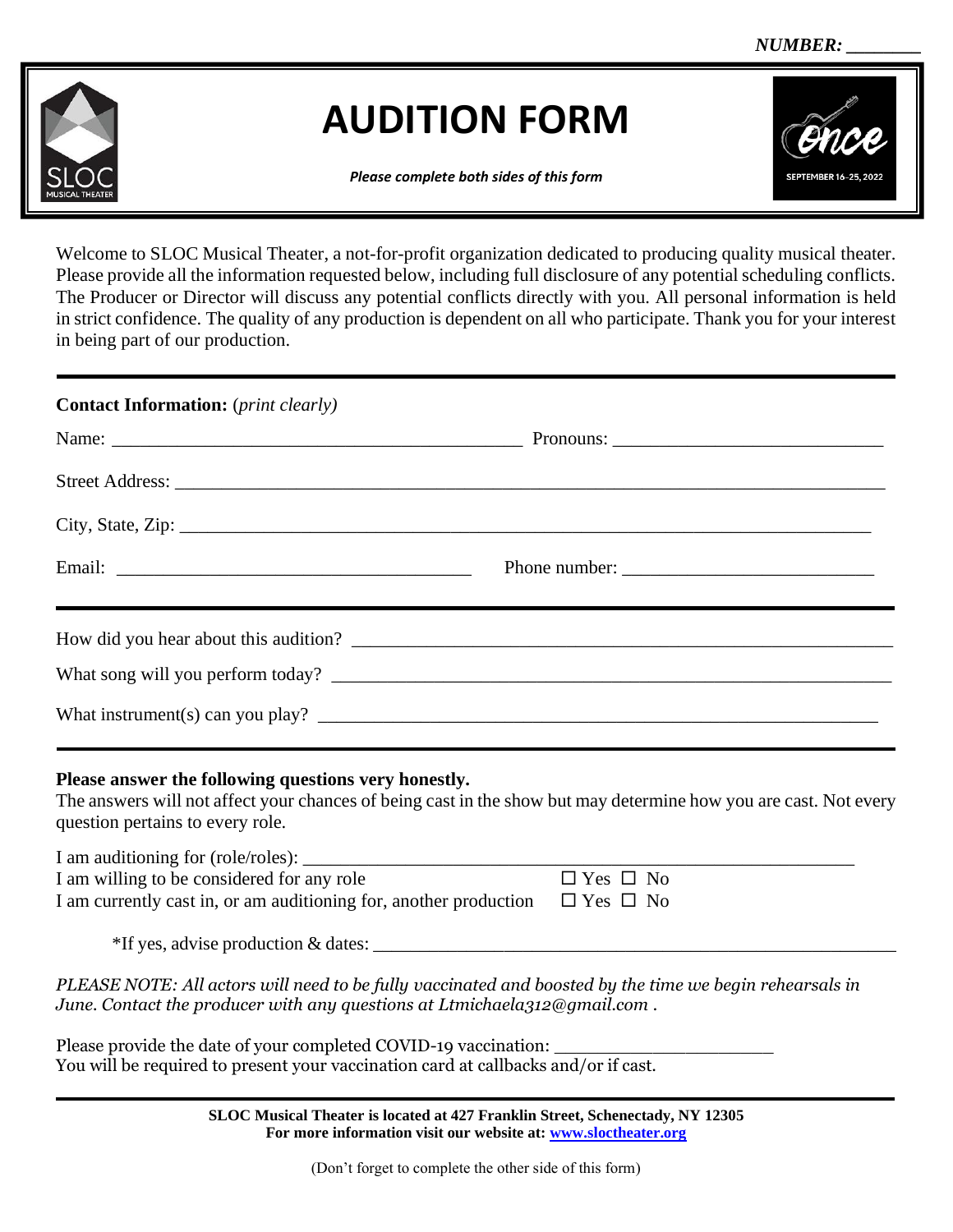*NUMBER: ________*

# AUDITION FORM

***Please complete both sides of this form***

SLOC MUSICAL THEATER

Once

SEPTEMBER 16-25, 2022

Welcome to SLOC Musical Theater, a not-for-profit organization dedicated to producing quality musical theater. Please provide all the information requested below, including full disclosure of any potential scheduling conflicts. The Producer or Director will discuss any potential conflicts directly with you. All personal information is held in strict confidence. The quality of any production is dependent on all who participate. Thank you for your interest in being part of our production.

---

**Contact Information:** (*print clearly*)

Name: ____________________________________________ Pronouns: ____________________________

Street Address: ____________________________________________________________________________

City, State, Zip: __________________________________________________________________________

Email: ______________________________________ Phone number: ___________________________

---

How did you hear about this audition? ________________________________________________________

What song will you perform today? ___________________________________________________________

What instrument(s) can you play? ____________________________________________________________

---

**Please answer the following questions very honestly.**

The answers will not affect your chances of being cast in the show but may determine how you are cast. Not every question pertains to every role.

I am auditioning for (role/roles): ____________________________________________________________

I am willing to be considered for any role ☐ Yes ☐ No

I am currently cast in, or am auditioning for, another production ☐ Yes ☐ No

*If yes, advise production & dates: ______________________________________________________

*PLEASE NOTE: All actors will need to be fully vaccinated and boosted by the time we begin rehearsals in June. Contact the producer with any questions at Ltmichaela312@gmail.com .*

Please provide the date of your completed COVID-19 vaccination: ______________________

You will be required to present your vaccination card at callbacks and/or if cast.

---

**SLOC Musical Theater is located at 427 Franklin Street, Schenectady, NY 12305**
**For more information visit our website at: [www.sloctheater.org](http://www.sloctheater.org)**

(Don't forget to complete the other side of this form)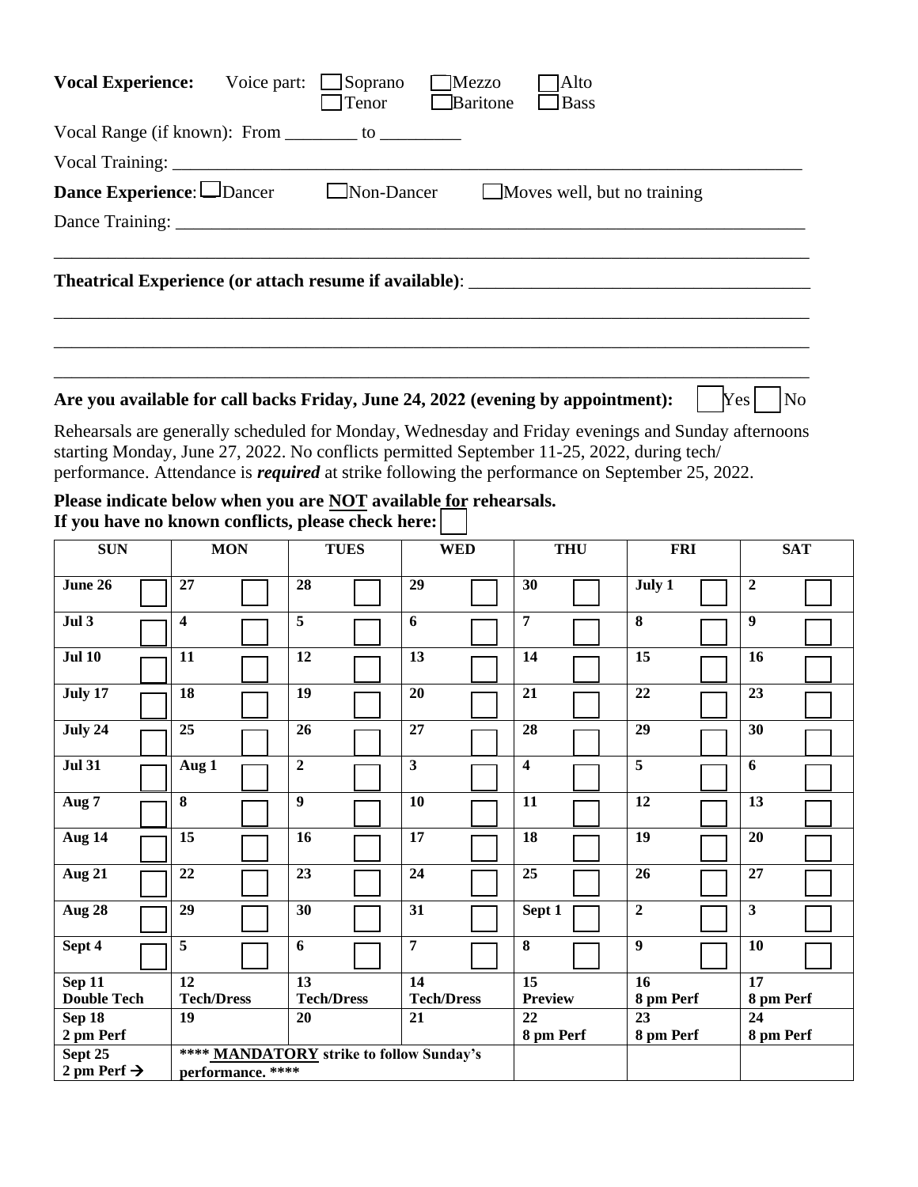**Vocal Experience:** Voice part: ☐ Soprano ☐ Mezzo ☐ Alto ☐ Tenor ☐ Baritone ☐ Bass

Vocal Range (if known): From ________ to _________

Vocal Training: ___________________________________________________________________________

**Dance Experience**: ☐ Dancer ☐ Non-Dancer ☐ Moves well, but no training

Dance Training: ___________________________________________________________________________

___________________________________________________________________________

**Theatrical Experience (or attach resume if available)**: ______________________________________

___________________________________________________________________________

___________________________________________________________________________

___________________________________________________________________________

**Are you available for call backs Friday, June 24, 2022 (evening by appointment):** ☐ Yes ☐ No

Rehearsals are generally scheduled for Monday, Wednesday and Friday evenings and Sunday afternoons starting Monday, June 27, 2022. No conflicts permitted September 11-25, 2022, during tech/ performance. Attendance is ***required*** at strike following the performance on September 25, 2022.

**Please indicate below when you are NOT available for rehearsals.**
**If you have no known conflicts, please check here:** ☐

| SUN | MON | TUES | WED | THU | FRI | SAT |
|---|---|---|---|---|---|---|
| **June 26** ☐ | **27** ☐ | **28** ☐ | **29** ☐ | **30** ☐ | **July 1** ☐ | **2** ☐ |
| **Jul 3** ☐ | **4** ☐ | **5** ☐ | **6** ☐ | **7** ☐ | **8** ☐ | **9** ☐ |
| **Jul 10** ☐ | **11** ☐ | **12** ☐ | **13** ☐ | **14** ☐ | **15** ☐ | **16** ☐ |
| **July 17** ☐ | **18** ☐ | **19** ☐ | **20** ☐ | **21** ☐ | **22** ☐ | **23** ☐ |
| **July 24** ☐ | **25** ☐ | **26** ☐ | **27** ☐ | **28** ☐ | **29** ☐ | **30** ☐ |
| **Jul 31** ☐ | **Aug 1** ☐ | **2** ☐ | **3** ☐ | **4** ☐ | **5** ☐ | **6** ☐ |
| **Aug 7** ☐ | **8** ☐ | **9** ☐ | **10** ☐ | **11** ☐ | **12** ☐ | **13** ☐ |
| **Aug 14** ☐ | **15** ☐ | **16** ☐ | **17** ☐ | **18** ☐ | **19** ☐ | **20** ☐ |
| **Aug 21** ☐ | **22** ☐ | **23** ☐ | **24** ☐ | **25** ☐ | **26** ☐ | **27** ☐ |
| **Aug 28** ☐ | **29** ☐ | **30** ☐ | **31** ☐ | **Sept 1** ☐ | **2** ☐ | **3** ☐ |
| **Sept 4** ☐ | **5** ☐ | **6** ☐ | **7** ☐ | **8** ☐ | **9** ☐ | **10** ☐ |
| **Sep 11 Double Tech** | **12 Tech/Dress** | **13 Tech/Dress** | **14 Tech/Dress** | **15 Preview** | **16 8 pm Perf** | **17 8 pm Perf** |
| **Sep 18 2 pm Perf** | **19** | **20** | **21** | **22 8 pm Perf** | **23 8 pm Perf** | **24 8 pm Perf** |
| **Sept 25 2 pm Perf →** | **\*\*\*\* MANDATORY strike to follow Sunday's performance. \*\*\*\*** | | | | | |